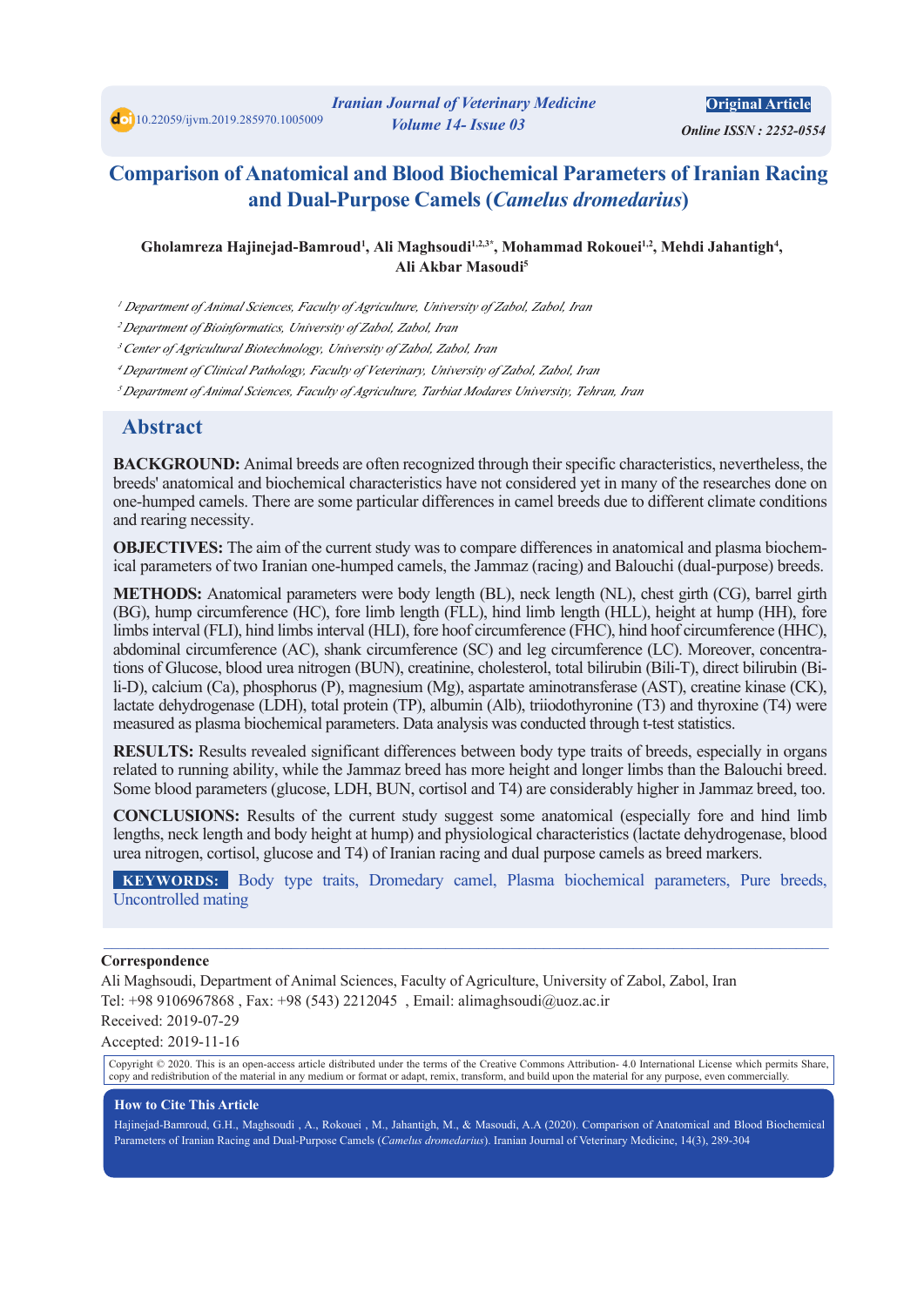10.22059/ijvm.2019.285970.1005009

**Original Article**

*Online ISSN : 2252-0554*

# Comparison of Anatomical and Blood Biochemical Parameters of Iranian Racing and Dual-Purpose Camels (*Camelus dromedarius*)

**Gholamreza Hajinejad-Bamroud[1], Ali Maghsoudi[1,2,3*], Mohammad Rokouei[1,2], Mehdi Jahantigh[4], Ali Akbar Masoudi[5]**

[1] *Department of Animal Sciences, Faculty of Agriculture, University of Zabol, Zabol, Iran*

[2] *Department of Bioinformatics, University of Zabol, Zabol, Iran*

[3] *Center of Agricultural Biotechnology, University of Zabol, Zabol, Iran*

[4] *Department of Clinical Pathology, Faculty of Veterinary, University of Zabol, Zabol, Iran*

[5] *Department of Animal Sciences, Faculty of Agriculture, Tarbiat Modares University, Tehran, Iran*

## Abstract

**BACKGROUND:** Animal breeds are often recognized through their specific characteristics, nevertheless, the breeds' anatomical and biochemical characteristics have not considered yet in many of the researches done on one-humped camels. There are some particular differences in camel breeds due to different climate conditions and rearing necessity.

**OBJECTIVES:** The aim of the current study was to compare differences in anatomical and plasma biochemical parameters of two Iranian one-humped camels, the Jammaz (racing) and Balouchi (dual-purpose) breeds.

**METHODS:** Anatomical parameters were body length (BL), neck length (NL), chest girth (CG), barrel girth (BG), hump circumference (HC), fore limb length (FLL), hind limb length (HLL), height at hump (HH), fore limbs interval (FLI), hind limbs interval (HLI), fore hoof circumference (FHC), hind hoof circumference (HHC), abdominal circumference (AC), shank circumference (SC) and leg circumference (LC). Moreover, concentrations of Glucose, blood urea nitrogen (BUN), creatinine, cholesterol, total bilirubin (Bili-T), direct bilirubin (Bili-D), calcium (Ca), phosphorus (P), magnesium (Mg), aspartate aminotransferase (AST), creatine kinase (CK), lactate dehydrogenase (LDH), total protein (TP), albumin (Alb), triiodothyronine (T3) and thyroxine (T4) were measured as plasma biochemical parameters. Data analysis was conducted through t-test statistics.

**RESULTS:** Results revealed significant differences between body type traits of breeds, especially in organs related to running ability, while the Jammaz breed has more height and longer limbs than the Balouchi breed. Some blood parameters (glucose, LDH, BUN, cortisol and T4) are considerably higher in Jammaz breed, too.

**CONCLUSIONS:** Results of the current study suggest some anatomical (especially fore and hind limb lengths, neck length and body height at hump) and physiological characteristics (lactate dehydrogenase, blood urea nitrogen, cortisol, glucose and T4) of Iranian racing and dual purpose camels as breed markers.

**KEYWORDS:** Body type traits, Dromedary camel, Plasma biochemical parameters, Pure breeds, Uncontrolled mating

---

**Correspondence**

Ali Maghsoudi, Department of Animal Sciences, Faculty of Agriculture, University of Zabol, Zabol, Iran

Tel: +98 9106967868 , Fax: +98 (543) 2212045 , Email: alimaghsoudi@uoz.ac.ir

Received: 2019-07-29

Accepted: 2019-11-16

Copyright © 2020. This is an open-access article distributed under the terms of the Creative Commons Attribution- 4.0 International License which permits Share, copy and redistribution of the material in any medium or format or adapt, remix, transform, and build upon the material for any purpose, even commercially.

**How to Cite This Article**

Hajinejad-Bamroud, G.H., Maghsoudi , A., Rokouei , M., Jahantigh, M., & Masoudi, A.A (2020). Comparison of Anatomical and Blood Biochemical Parameters of Iranian Racing and Dual-Purpose Camels (*Camelus dromedarius*). Iranian Journal of Veterinary Medicine, 14(3), 289-304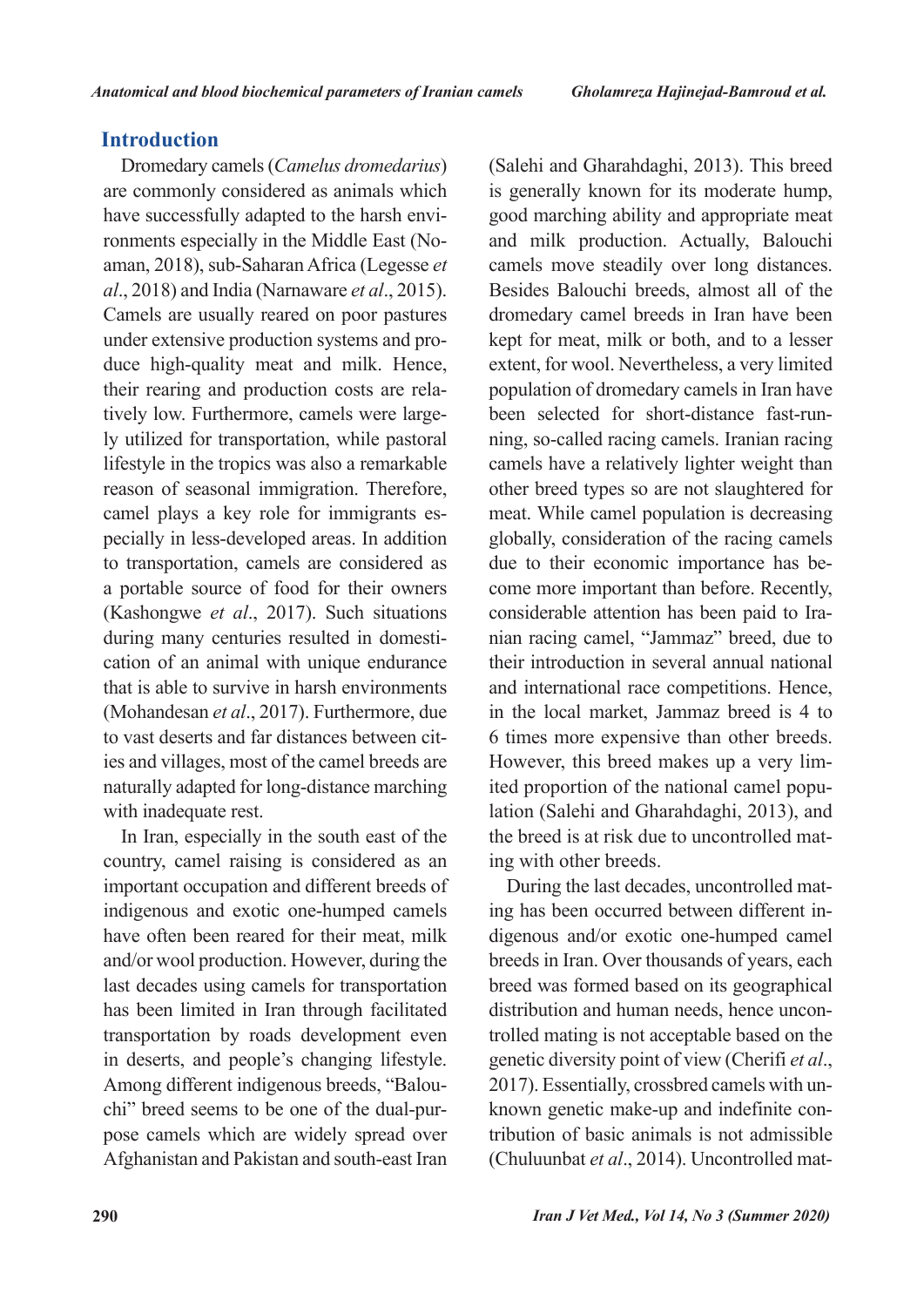## Introduction

Dromedary camels (*Camelus dromedarius*) are commonly considered as animals which have successfully adapted to the harsh environments especially in the Middle East (Noaman, 2018), sub-Saharan Africa (Legesse *et al*., 2018) and India (Narnaware *et al*., 2015). Camels are usually reared on poor pastures under extensive production systems and produce high-quality meat and milk. Hence, their rearing and production costs are relatively low. Furthermore, camels were largely utilized for transportation, while pastoral lifestyle in the tropics was also a remarkable reason of seasonal immigration. Therefore, camel plays a key role for immigrants especially in less-developed areas. In addition to transportation, camels are considered as a portable source of food for their owners (Kashongwe *et al*., 2017). Such situations during many centuries resulted in domestication of an animal with unique endurance that is able to survive in harsh environments (Mohandesan *et al*., 2017). Furthermore, due to vast deserts and far distances between cities and villages, most of the camel breeds are naturally adapted for long-distance marching with inadequate rest.

In Iran, especially in the south east of the country, camel raising is considered as an important occupation and different breeds of indigenous and exotic one-humped camels have often been reared for their meat, milk and/or wool production. However, during the last decades using camels for transportation has been limited in Iran through facilitated transportation by roads development even in deserts, and people's changing lifestyle. Among different indigenous breeds, "Balouchi" breed seems to be one of the dual-purpose camels which are widely spread over Afghanistan and Pakistan and south-east Iran (Salehi and Gharahdaghi, 2013). This breed is generally known for its moderate hump, good marching ability and appropriate meat and milk production. Actually, Balouchi camels move steadily over long distances. Besides Balouchi breeds, almost all of the dromedary camel breeds in Iran have been kept for meat, milk or both, and to a lesser extent, for wool. Nevertheless, a very limited population of dromedary camels in Iran have been selected for short-distance fast-running, so-called racing camels. Iranian racing camels have a relatively lighter weight than other breed types so are not slaughtered for meat. While camel population is decreasing globally, consideration of the racing camels due to their economic importance has become more important than before. Recently, considerable attention has been paid to Iranian racing camel, "Jammaz" breed, due to their introduction in several annual national and international race competitions. Hence, in the local market, Jammaz breed is 4 to 6 times more expensive than other breeds. However, this breed makes up a very limited proportion of the national camel population (Salehi and Gharahdaghi, 2013), and the breed is at risk due to uncontrolled mating with other breeds.

During the last decades, uncontrolled mating has been occurred between different indigenous and/or exotic one-humped camel breeds in Iran. Over thousands of years, each breed was formed based on its geographical distribution and human needs, hence uncontrolled mating is not acceptable based on the genetic diversity point of view (Cherifi *et al*., 2017). Essentially, crossbred camels with unknown genetic make-up and indefinite contribution of basic animals is not admissible (Chuluunbat *et al*., 2014). Uncontrolled mat-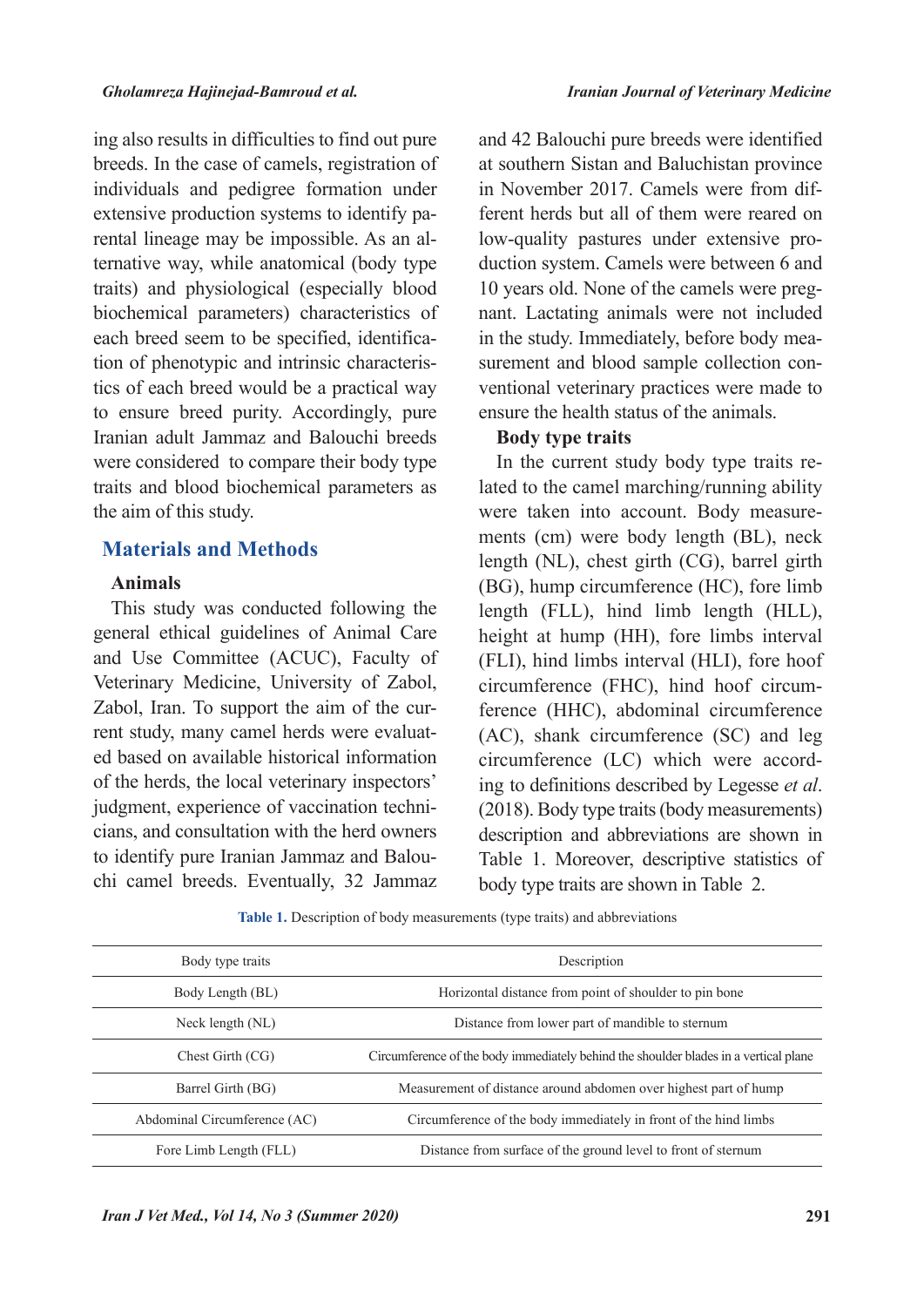ing also results in difficulties to find out pure breeds. In the case of camels, registration of individuals and pedigree formation under extensive production systems to identify parental lineage may be impossible. As an alternative way, while anatomical (body type traits) and physiological (especially blood biochemical parameters) characteristics of each breed seem to be specified, identification of phenotypic and intrinsic characteristics of each breed would be a practical way to ensure breed purity. Accordingly, pure Iranian adult Jammaz and Balouchi breeds were considered to compare their body type traits and blood biochemical parameters as the aim of this study.

## Materials and Methods

### Animals

This study was conducted following the general ethical guidelines of Animal Care and Use Committee (ACUC), Faculty of Veterinary Medicine, University of Zabol, Zabol, Iran. To support the aim of the current study, many camel herds were evaluated based on available historical information of the herds, the local veterinary inspectors' judgment, experience of vaccination technicians, and consultation with the herd owners to identify pure Iranian Jammaz and Balouchi camel breeds. Eventually, 32 Jammaz and 42 Balouchi pure breeds were identified at southern Sistan and Baluchistan province in November 2017. Camels were from different herds but all of them were reared on low-quality pastures under extensive production system. Camels were between 6 and 10 years old. None of the camels were pregnant. Lactating animals were not included in the study. Immediately, before body measurement and blood sample collection conventional veterinary practices were made to ensure the health status of the animals.

### Body type traits

In the current study body type traits related to the camel marching/running ability were taken into account. Body measurements (cm) were body length (BL), neck length (NL), chest girth (CG), barrel girth (BG), hump circumference (HC), fore limb length (FLL), hind limb length (HLL), height at hump (HH), fore limbs interval (FLI), hind limbs interval (HLI), fore hoof circumference (FHC), hind hoof circumference (HHC), abdominal circumference (AC), shank circumference (SC) and leg circumference (LC) which were according to definitions described by Legesse *et al*. (2018). Body type traits (body measurements) description and abbreviations are shown in Table 1. Moreover, descriptive statistics of body type traits are shown in Table 2.

**Table 1.** Description of body measurements (type traits) and abbreviations

| Body type traits | Description |
|---|---|
| Body Length (BL) | Horizontal distance from point of shoulder to pin bone |
| Neck length (NL) | Distance from lower part of mandible to sternum |
| Chest Girth (CG) | Circumference of the body immediately behind the shoulder blades in a vertical plane |
| Barrel Girth (BG) | Measurement of distance around abdomen over highest part of hump |
| Abdominal Circumference (AC) | Circumference of the body immediately in front of the hind limbs |
| Fore Limb Length (FLL) | Distance from surface of the ground level to front of sternum |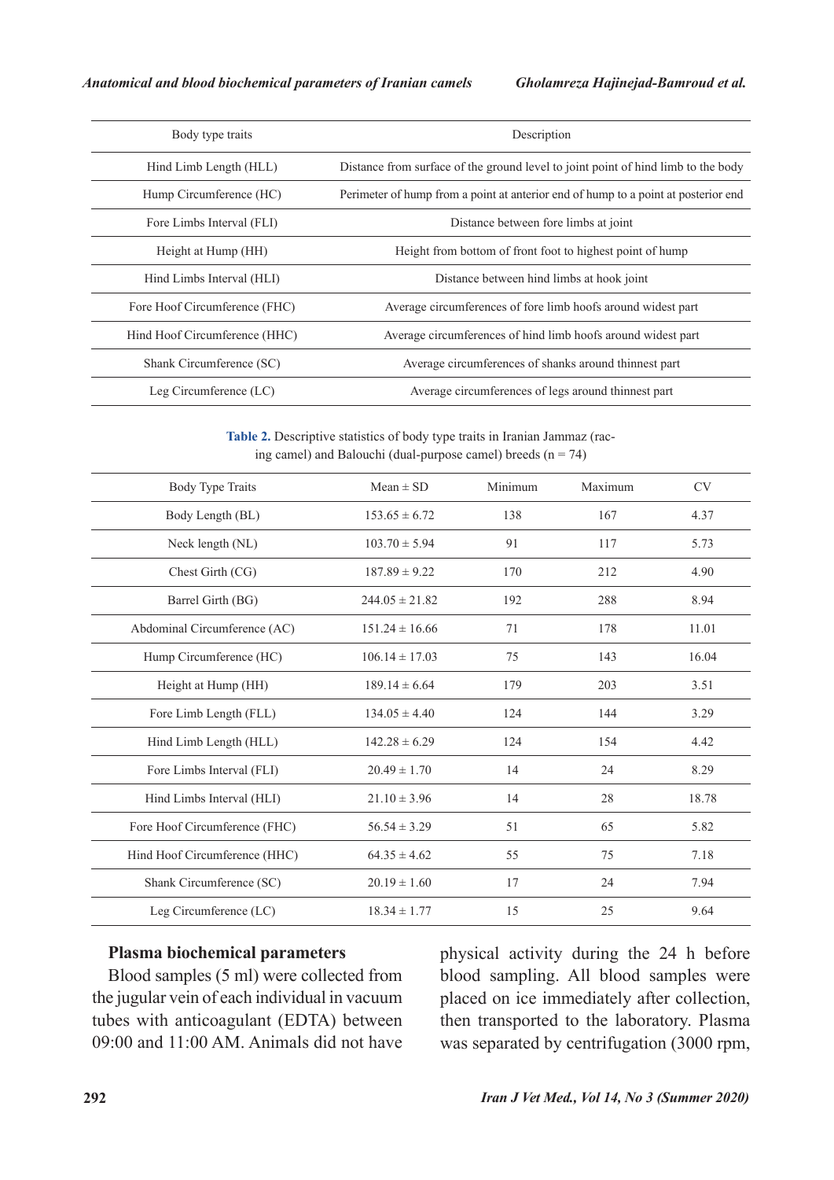| Body type traits | Description |
|---|---|
| Hind Limb Length (HLL) | Distance from surface of the ground level to joint point of hind limb to the body |
| Hump Circumference (HC) | Perimeter of hump from a point at anterior end of hump to a point at posterior end |
| Fore Limbs Interval (FLI) | Distance between fore limbs at joint |
| Height at Hump (HH) | Height from bottom of front foot to highest point of hump |
| Hind Limbs Interval (HLI) | Distance between hind limbs at hook joint |
| Fore Hoof Circumference (FHC) | Average circumferences of fore limb hoofs around widest part |
| Hind Hoof Circumference (HHC) | Average circumferences of hind limb hoofs around widest part |
| Shank Circumference (SC) | Average circumferences of shanks around thinnest part |
| Leg Circumference (LC) | Average circumferences of legs around thinnest part |

**Table 2.** Descriptive statistics of body type traits in Iranian Jammaz (racing camel) and Balouchi (dual-purpose camel) breeds (n = 74)

| Body Type Traits | Mean ± SD | Minimum | Maximum | CV |
|---|---|---|---|---|
| Body Length (BL) | 153.65 ± 6.72 | 138 | 167 | 4.37 |
| Neck length (NL) | 103.70 ± 5.94 | 91 | 117 | 5.73 |
| Chest Girth (CG) | 187.89 ± 9.22 | 170 | 212 | 4.90 |
| Barrel Girth (BG) | 244.05 ± 21.82 | 192 | 288 | 8.94 |
| Abdominal Circumference (AC) | 151.24 ± 16.66 | 71 | 178 | 11.01 |
| Hump Circumference (HC) | 106.14 ± 17.03 | 75 | 143 | 16.04 |
| Height at Hump (HH) | 189.14 ± 6.64 | 179 | 203 | 3.51 |
| Fore Limb Length (FLL) | 134.05 ± 4.40 | 124 | 144 | 3.29 |
| Hind Limb Length (HLL) | 142.28 ± 6.29 | 124 | 154 | 4.42 |
| Fore Limbs Interval (FLI) | 20.49 ± 1.70 | 14 | 24 | 8.29 |
| Hind Limbs Interval (HLI) | 21.10 ± 3.96 | 14 | 28 | 18.78 |
| Fore Hoof Circumference (FHC) | 56.54 ± 3.29 | 51 | 65 | 5.82 |
| Hind Hoof Circumference (HHC) | 64.35 ± 4.62 | 55 | 75 | 7.18 |
| Shank Circumference (SC) | 20.19 ± 1.60 | 17 | 24 | 7.94 |
| Leg Circumference (LC) | 18.34 ± 1.77 | 15 | 25 | 9.64 |

### Plasma biochemical parameters

Blood samples (5 ml) were collected from the jugular vein of each individual in vacuum tubes with anticoagulant (EDTA) between 09:00 and 11:00 AM. Animals did not have physical activity during the 24 h before blood sampling. All blood samples were placed on ice immediately after collection, then transported to the laboratory. Plasma was separated by centrifugation (3000 rpm,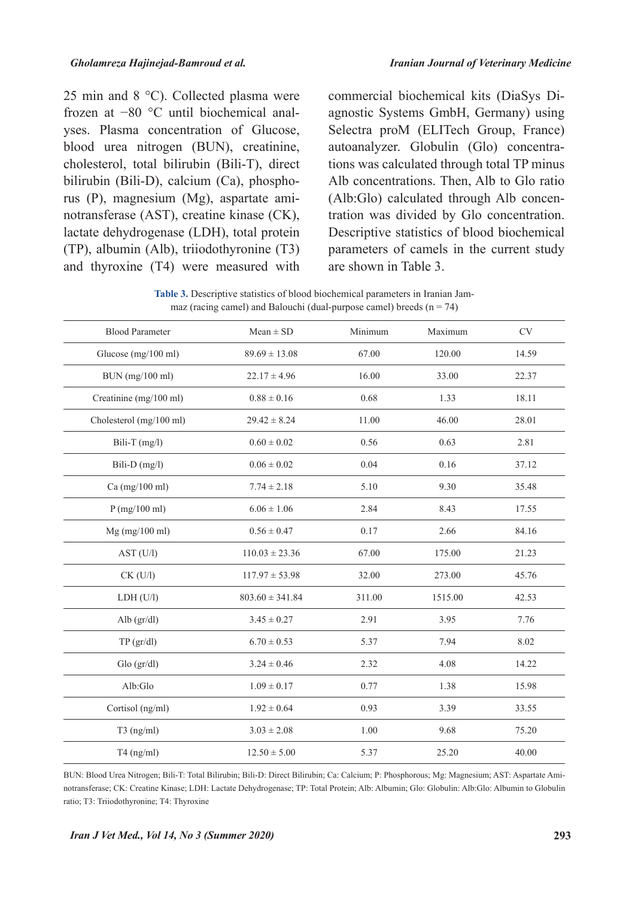25 min and 8 °C). Collected plasma were frozen at −80 °C until biochemical analyses. Plasma concentration of Glucose, blood urea nitrogen (BUN), creatinine, cholesterol, total bilirubin (Bili-T), direct bilirubin (Bili-D), calcium (Ca), phosphorus (P), magnesium (Mg), aspartate aminotransferase (AST), creatine kinase (CK), lactate dehydrogenase (LDH), total protein (TP), albumin (Alb), triiodothyronine (T3) and thyroxine (T4) were measured with commercial biochemical kits (DiaSys Diagnostic Systems GmbH, Germany) using Selectra proM (ELITech Group, France) autoanalyzer. Globulin (Glo) concentrations was calculated through total TP minus Alb concentrations. Then, Alb to Glo ratio (Alb:Glo) calculated through Alb concentration was divided by Glo concentration. Descriptive statistics of blood biochemical parameters of camels in the current study are shown in Table 3.

**Table 3.** Descriptive statistics of blood biochemical parameters in Iranian Jammaz (racing camel) and Balouchi (dual-purpose camel) breeds (n = 74)

| Blood Parameter | Mean ± SD | Minimum | Maximum | CV |
|---|---|---|---|---|
| Glucose (mg/100 ml) | 89.69 ± 13.08 | 67.00 | 120.00 | 14.59 |
| BUN (mg/100 ml) | 22.17 ± 4.96 | 16.00 | 33.00 | 22.37 |
| Creatinine (mg/100 ml) | 0.88 ± 0.16 | 0.68 | 1.33 | 18.11 |
| Cholesterol (mg/100 ml) | 29.42 ± 8.24 | 11.00 | 46.00 | 28.01 |
| Bili-T (mg/l) | 0.60 ± 0.02 | 0.56 | 0.63 | 2.81 |
| Bili-D (mg/l) | 0.06 ± 0.02 | 0.04 | 0.16 | 37.12 |
| Ca (mg/100 ml) | 7.74 ± 2.18 | 5.10 | 9.30 | 35.48 |
| P (mg/100 ml) | 6.06 ± 1.06 | 2.84 | 8.43 | 17.55 |
| Mg (mg/100 ml) | 0.56 ± 0.47 | 0.17 | 2.66 | 84.16 |
| AST (U/l) | 110.03 ± 23.36 | 67.00 | 175.00 | 21.23 |
| CK (U/l) | 117.97 ± 53.98 | 32.00 | 273.00 | 45.76 |
| LDH (U/l) | 803.60 ± 341.84 | 311.00 | 1515.00 | 42.53 |
| Alb (gr/dl) | 3.45 ± 0.27 | 2.91 | 3.95 | 7.76 |
| TP (gr/dl) | 6.70 ± 0.53 | 5.37 | 7.94 | 8.02 |
| Glo (gr/dl) | 3.24 ± 0.46 | 2.32 | 4.08 | 14.22 |
| Alb:Glo | 1.09 ± 0.17 | 0.77 | 1.38 | 15.98 |
| Cortisol (ng/ml) | 1.92 ± 0.64 | 0.93 | 3.39 | 33.55 |
| T3 (ng/ml) | 3.03 ± 2.08 | 1.00 | 9.68 | 75.20 |
| T4 (ng/ml) | 12.50 ± 5.00 | 5.37 | 25.20 | 40.00 |

BUN: Blood Urea Nitrogen; Bili-T: Total Bilirubin; Bili-D: Direct Bilirubin; Ca: Calcium; P: Phosphorous; Mg: Magnesium; AST: Aspartate Aminotransferase; CK: Creatine Kinase; LDH: Lactate Dehydrogenase; TP: Total Protein; Alb: Albumin; Glo: Globulin: Alb:Glo: Albumin to Globulin ratio; T3: Triiodothyronine; T4: Thyroxine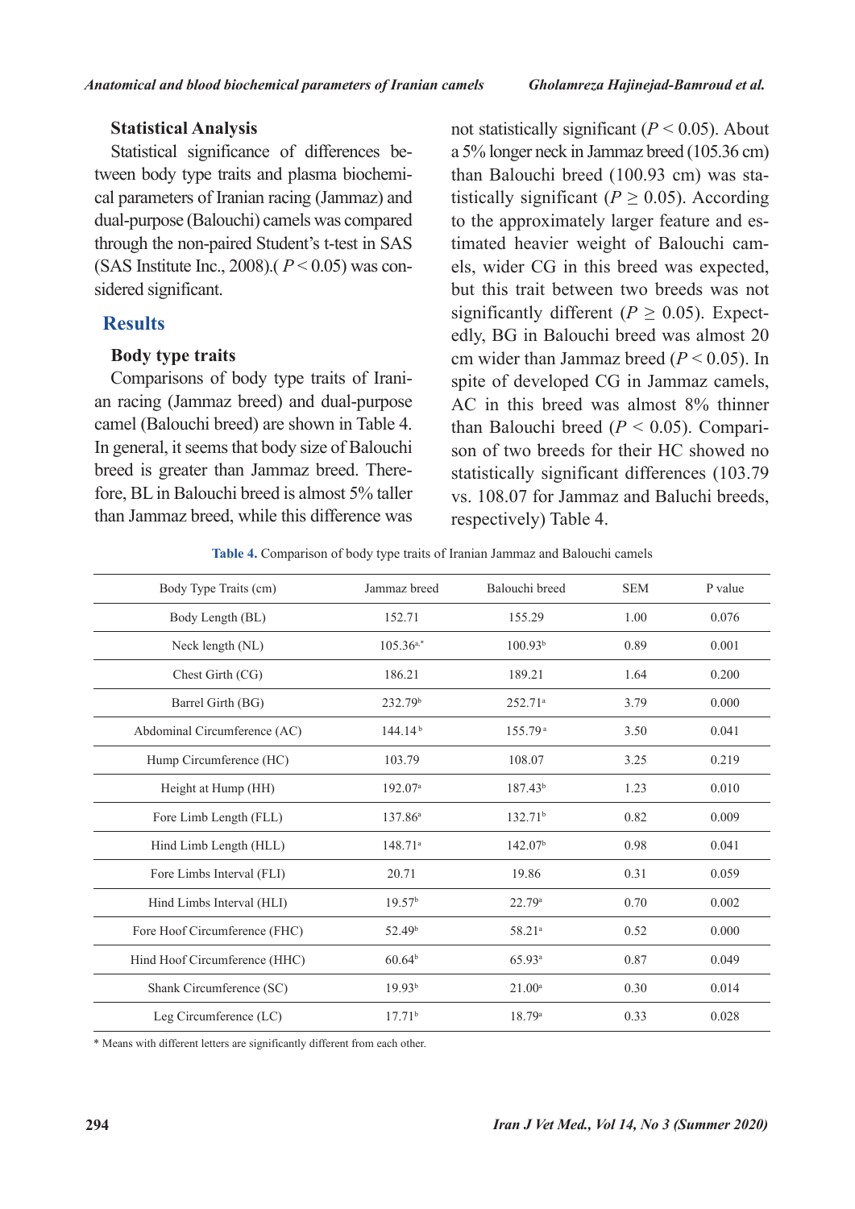### Statistical Analysis

Statistical significance of differences between body type traits and plasma biochemical parameters of Iranian racing (Jammaz) and dual-purpose (Balouchi) camels was compared through the non-paired Student's t-test in SAS (SAS Institute Inc., 2008).( $P < 0.05$) was considered significant.

## Results

### Body type traits

Comparisons of body type traits of Iranian racing (Jammaz breed) and dual-purpose camel (Balouchi breed) are shown in Table 4. In general, it seems that body size of Balouchi breed is greater than Jammaz breed. Therefore, BL in Balouchi breed is almost 5% taller than Jammaz breed, while this difference was not statistically significant ($P < 0.05$). About a 5% longer neck in Jammaz breed (105.36 cm) than Balouchi breed (100.93 cm) was statistically significant ($P \geq 0.05$). According to the approximately larger feature and estimated heavier weight of Balouchi camels, wider CG in this breed was expected, but this trait between two breeds was not significantly different ($P \geq 0.05$). Expectedly, BG in Balouchi breed was almost 20 cm wider than Jammaz breed ($P < 0.05$). In spite of developed CG in Jammaz camels, AC in this breed was almost 8% thinner than Balouchi breed ($P < 0.05$). Comparison of two breeds for their HC showed no statistically significant differences (103.79 vs. 108.07 for Jammaz and Baluchi breeds, respectively) Table 4.

**Table 4.** Comparison of body type traits of Iranian Jammaz and Balouchi camels

| Body Type Traits (cm) | Jammaz breed | Balouchi breed | SEM | P value |
|---|---|---|---|---|
| Body Length (BL) | 152.71 | 155.29 | 1.00 | 0.076 |
| Neck length (NL) | 105.36[a,*] | 100.93[b] | 0.89 | 0.001 |
| Chest Girth (CG) | 186.21 | 189.21 | 1.64 | 0.200 |
| Barrel Girth (BG) | 232.79[b] | 252.71[a] | 3.79 | 0.000 |
| Abdominal Circumference (AC) | 144.14[b] | 155.79[a] | 3.50 | 0.041 |
| Hump Circumference (HC) | 103.79 | 108.07 | 3.25 | 0.219 |
| Height at Hump (HH) | 192.07[a] | 187.43[b] | 1.23 | 0.010 |
| Fore Limb Length (FLL) | 137.86[a] | 132.71[b] | 0.82 | 0.009 |
| Hind Limb Length (HLL) | 148.71[a] | 142.07[b] | 0.98 | 0.041 |
| Fore Limbs Interval (FLI) | 20.71 | 19.86 | 0.31 | 0.059 |
| Hind Limbs Interval (HLI) | 19.57[b] | 22.79[a] | 0.70 | 0.002 |
| Fore Hoof Circumference (FHC) | 52.49[b] | 58.21[a] | 0.52 | 0.000 |
| Hind Hoof Circumference (HHC) | 60.64[b] | 65.93[a] | 0.87 | 0.049 |
| Shank Circumference (SC) | 19.93[b] | 21.00[a] | 0.30 | 0.014 |
| Leg Circumference (LC) | 17.71[b] | 18.79[a] | 0.33 | 0.028 |

\* Means with different letters are significantly different from each other.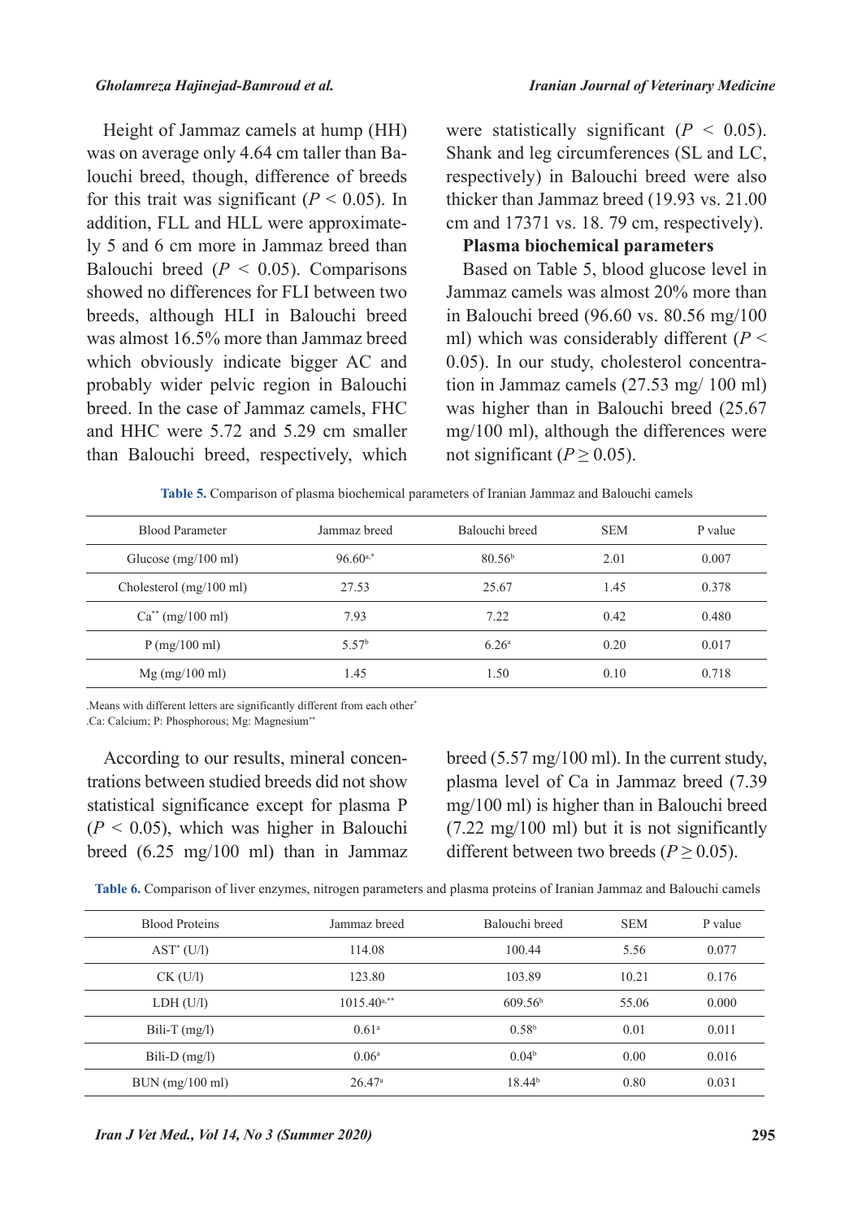Height of Jammaz camels at hump (HH) was on average only 4.64 cm taller than Balouchi breed, though, difference of breeds for this trait was significant ($P < 0.05$). In addition, FLL and HLL were approximately 5 and 6 cm more in Jammaz breed than Balouchi breed ($P < 0.05$). Comparisons showed no differences for FLI between two breeds, although HLI in Balouchi breed was almost 16.5% more than Jammaz breed which obviously indicate bigger AC and probably wider pelvic region in Balouchi breed. In the case of Jammaz camels, FHC and HHC were 5.72 and 5.29 cm smaller than Balouchi breed, respectively, which were statistically significant ($P < 0.05$). Shank and leg circumferences (SL and LC, respectively) in Balouchi breed were also thicker than Jammaz breed (19.93 vs. 21.00 cm and 17371 vs. 18. 79 cm, respectively).

**Plasma biochemical parameters**

Based on Table 5, blood glucose level in Jammaz camels was almost 20% more than in Balouchi breed (96.60 vs. 80.56 mg/100 ml) which was considerably different ($P < 0.05$). In our study, cholesterol concentration in Jammaz camels (27.53 mg/ 100 ml) was higher than in Balouchi breed (25.67 mg/100 ml), although the differences were not significant ($P \geq 0.05$).

**Table 5.** Comparison of plasma biochemical parameters of Iranian Jammaz and Balouchi camels

| Blood Parameter | Jammaz breed | Balouchi breed | SEM | P value |
|---|---|---|---|---|
| Glucose (mg/100 ml) | 96.60[a,*] | 80.56[b] | 2.01 | 0.007 |
| Cholesterol (mg/100 ml) | 27.53 | 25.67 | 1.45 | 0.378 |
| Ca[**] (mg/100 ml) | 7.93 | 7.22 | 0.42 | 0.480 |
| P (mg/100 ml) | 5.57[b] | 6.26[a] | 0.20 | 0.017 |
| Mg (mg/100 ml) | 1.45 | 1.50 | 0.10 | 0.718 |

.Means with different letters are significantly different from each other[*]

.Ca: Calcium; P: Phosphorous; Mg: Magnesium[**]

According to our results, mineral concentrations between studied breeds did not show statistical significance except for plasma P ($P < 0.05$), which was higher in Balouchi breed (6.25 mg/100 ml) than in Jammaz breed (5.57 mg/100 ml). In the current study, plasma level of Ca in Jammaz breed (7.39 mg/100 ml) is higher than in Balouchi breed (7.22 mg/100 ml) but it is not significantly different between two breeds ($P \geq 0.05$).

**Table 6.** Comparison of liver enzymes, nitrogen parameters and plasma proteins of Iranian Jammaz and Balouchi camels

| Blood Proteins | Jammaz breed | Balouchi breed | SEM | P value |
|---|---|---|---|---|
| AST[*] (U/l) | 114.08 | 100.44 | 5.56 | 0.077 |
| CK (U/l) | 123.80 | 103.89 | 10.21 | 0.176 |
| LDH (U/l) | 1015.40[a,**] | 609.56[b] | 55.06 | 0.000 |
| Bili-T (mg/l) | 0.61[a] | 0.58[b] | 0.01 | 0.011 |
| Bili-D (mg/l) | 0.06[a] | 0.04[b] | 0.00 | 0.016 |
| BUN (mg/100 ml) | 26.47[a] | 18.44[b] | 0.80 | 0.031 |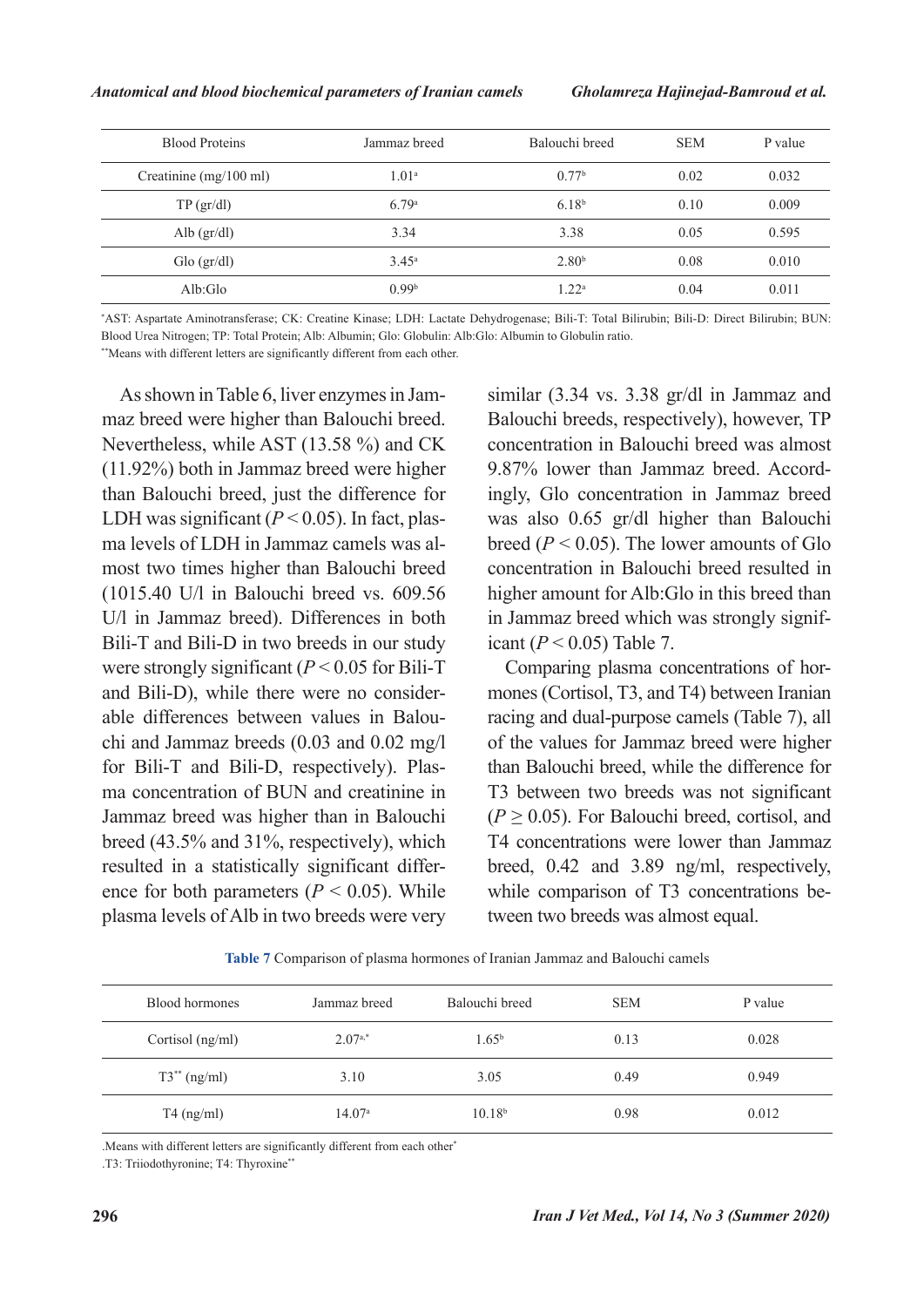| Blood Proteins | Jammaz breed | Balouchi breed | SEM | P value |
|---|---|---|---|---|
| Creatinine (mg/100 ml) | 1.01[a] | 0.77[b] | 0.02 | 0.032 |
| TP (gr/dl) | 6.79[a] | 6.18[b] | 0.10 | 0.009 |
| Alb (gr/dl) | 3.34 | 3.38 | 0.05 | 0.595 |
| Glo (gr/dl) | 3.45[a] | 2.80[b] | 0.08 | 0.010 |
| Alb:Glo | 0.99[b] | 1.22[a] | 0.04 | 0.011 |

[*]AST: Aspartate Aminotransferase; CK: Creatine Kinase; LDH: Lactate Dehydrogenase; Bili-T: Total Bilirubin; Bili-D: Direct Bilirubin; BUN: Blood Urea Nitrogen; TP: Total Protein; Alb: Albumin; Glo: Globulin: Alb:Glo: Albumin to Globulin ratio.
[**]Means with different letters are significantly different from each other.

As shown in Table 6, liver enzymes in Jammaz breed were higher than Balouchi breed. Nevertheless, while AST (13.58 %) and CK (11.92%) both in Jammaz breed were higher than Balouchi breed, just the difference for LDH was significant ($P < 0.05$). In fact, plasma levels of LDH in Jammaz camels was almost two times higher than Balouchi breed (1015.40 U/l in Balouchi breed vs. 609.56 U/l in Jammaz breed). Differences in both Bili-T and Bili-D in two breeds in our study were strongly significant ($P < 0.05$ for Bili-T and Bili-D), while there were no considerable differences between values in Balouchi and Jammaz breeds (0.03 and 0.02 mg/l for Bili-T and Bili-D, respectively). Plasma concentration of BUN and creatinine in Jammaz breed was higher than in Balouchi breed (43.5% and 31%, respectively), which resulted in a statistically significant difference for both parameters ($P < 0.05$). While plasma levels of Alb in two breeds were very similar (3.34 vs. 3.38 gr/dl in Jammaz and Balouchi breeds, respectively), however, TP concentration in Balouchi breed was almost 9.87% lower than Jammaz breed. Accordingly, Glo concentration in Jammaz breed was also 0.65 gr/dl higher than Balouchi breed ($P < 0.05$). The lower amounts of Glo concentration in Balouchi breed resulted in higher amount for Alb:Glo in this breed than in Jammaz breed which was strongly significant ($P < 0.05$) Table 7.

Comparing plasma concentrations of hormones (Cortisol, T3, and T4) between Iranian racing and dual-purpose camels (Table 7), all of the values for Jammaz breed were higher than Balouchi breed, while the difference for T3 between two breeds was not significant ($P \geq 0.05$). For Balouchi breed, cortisol, and T4 concentrations were lower than Jammaz breed, 0.42 and 3.89 ng/ml, respectively, while comparison of T3 concentrations between two breeds was almost equal.

**Table 7** Comparison of plasma hormones of Iranian Jammaz and Balouchi camels

| Blood hormones | Jammaz breed | Balouchi breed | SEM | P value |
|---|---|---|---|---|
| Cortisol (ng/ml) | 2.07[a,*] | 1.65[b] | 0.13 | 0.028 |
| T3[**] (ng/ml) | 3.10 | 3.05 | 0.49 | 0.949 |
| T4 (ng/ml) | 14.07[a] | 10.18[b] | 0.98 | 0.012 |

.Means with different letters are significantly different from each other[*]
.T3: Triiodothyronine; T4: Thyroxine[**]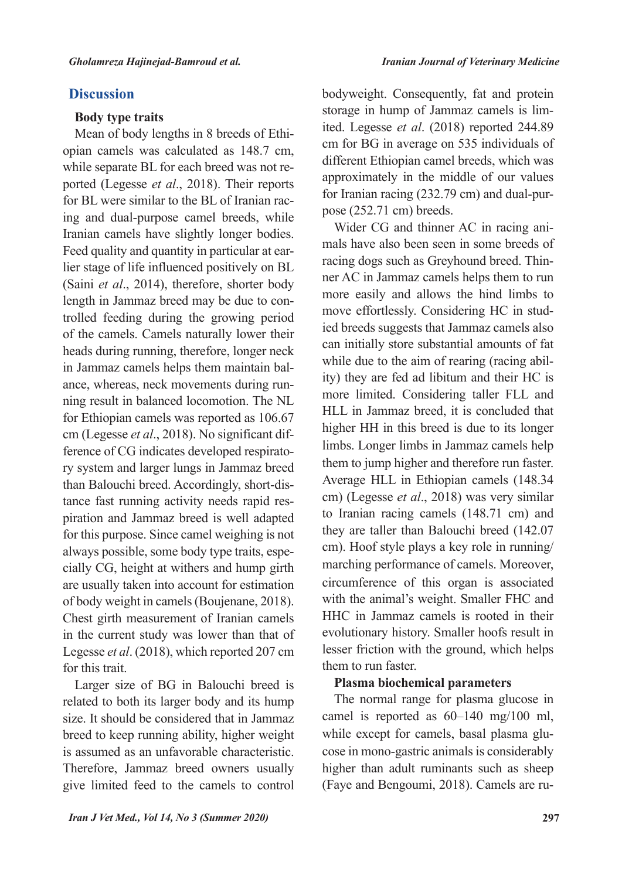## Discussion

### Body type traits

Mean of body lengths in 8 breeds of Ethiopian camels was calculated as 148.7 cm, while separate BL for each breed was not reported (Legesse *et al*., 2018). Their reports for BL were similar to the BL of Iranian racing and dual-purpose camel breeds, while Iranian camels have slightly longer bodies. Feed quality and quantity in particular at earlier stage of life influenced positively on BL (Saini *et al*., 2014), therefore, shorter body length in Jammaz breed may be due to controlled feeding during the growing period of the camels. Camels naturally lower their heads during running, therefore, longer neck in Jammaz camels helps them maintain balance, whereas, neck movements during running result in balanced locomotion. The NL for Ethiopian camels was reported as 106.67 cm (Legesse *et al*., 2018). No significant difference of CG indicates developed respiratory system and larger lungs in Jammaz breed than Balouchi breed. Accordingly, short-distance fast running activity needs rapid respiration and Jammaz breed is well adapted for this purpose. Since camel weighing is not always possible, some body type traits, especially CG, height at withers and hump girth are usually taken into account for estimation of body weight in camels (Boujenane, 2018). Chest girth measurement of Iranian camels in the current study was lower than that of Legesse *et al*. (2018), which reported 207 cm for this trait.

Larger size of BG in Balouchi breed is related to both its larger body and its hump size. It should be considered that in Jammaz breed to keep running ability, higher weight is assumed as an unfavorable characteristic. Therefore, Jammaz breed owners usually give limited feed to the camels to control bodyweight. Consequently, fat and protein storage in hump of Jammaz camels is limited. Legesse *et al*. (2018) reported 244.89 cm for BG in average on 535 individuals of different Ethiopian camel breeds, which was approximately in the middle of our values for Iranian racing (232.79 cm) and dual-purpose (252.71 cm) breeds.

Wider CG and thinner AC in racing animals have also been seen in some breeds of racing dogs such as Greyhound breed. Thinner AC in Jammaz camels helps them to run more easily and allows the hind limbs to move effortlessly. Considering HC in studied breeds suggests that Jammaz camels also can initially store substantial amounts of fat while due to the aim of rearing (racing ability) they are fed ad libitum and their HC is more limited. Considering taller FLL and HLL in Jammaz breed, it is concluded that higher HH in this breed is due to its longer limbs. Longer limbs in Jammaz camels help them to jump higher and therefore run faster. Average HLL in Ethiopian camels (148.34 cm) (Legesse *et al*., 2018) was very similar to Iranian racing camels (148.71 cm) and they are taller than Balouchi breed (142.07 cm). Hoof style plays a key role in running/marching performance of camels. Moreover, circumference of this organ is associated with the animal's weight. Smaller FHC and HHC in Jammaz camels is rooted in their evolutionary history. Smaller hoofs result in lesser friction with the ground, which helps them to run faster.

### Plasma biochemical parameters

The normal range for plasma glucose in camel is reported as 60–140 mg/100 ml, while except for camels, basal plasma glucose in mono-gastric animals is considerably higher than adult ruminants such as sheep (Faye and Bengoumi, 2018). Camels are ru-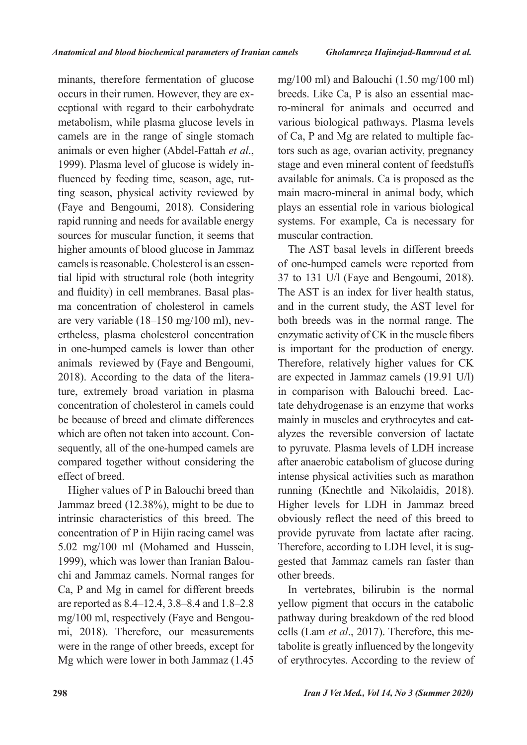minants, therefore fermentation of glucose occurs in their rumen. However, they are exceptional with regard to their carbohydrate metabolism, while plasma glucose levels in camels are in the range of single stomach animals or even higher (Abdel-Fattah *et al*., 1999). Plasma level of glucose is widely influenced by feeding time, season, age, rutting season, physical activity reviewed by (Faye and Bengoumi, 2018). Considering rapid running and needs for available energy sources for muscular function, it seems that higher amounts of blood glucose in Jammaz camels is reasonable. Cholesterol is an essential lipid with structural role (both integrity and fluidity) in cell membranes. Basal plasma concentration of cholesterol in camels are very variable (18–150 mg/100 ml), nevertheless, plasma cholesterol concentration in one-humped camels is lower than other animals reviewed by (Faye and Bengoumi, 2018). According to the data of the literature, extremely broad variation in plasma concentration of cholesterol in camels could be because of breed and climate differences which are often not taken into account. Consequently, all of the one-humped camels are compared together without considering the effect of breed.

Higher values of P in Balouchi breed than Jammaz breed (12.38%), might to be due to intrinsic characteristics of this breed. The concentration of P in Hijin racing camel was 5.02 mg/100 ml (Mohamed and Hussein, 1999), which was lower than Iranian Balouchi and Jammaz camels. Normal ranges for Ca, P and Mg in camel for different breeds are reported as 8.4–12.4, 3.8–8.4 and 1.8–2.8 mg/100 ml, respectively (Faye and Bengoumi, 2018). Therefore, our measurements were in the range of other breeds, except for Mg which were lower in both Jammaz (1.45 mg/100 ml) and Balouchi (1.50 mg/100 ml) breeds. Like Ca, P is also an essential macro-mineral for animals and occurred and various biological pathways. Plasma levels of Ca, P and Mg are related to multiple factors such as age, ovarian activity, pregnancy stage and even mineral content of feedstuffs available for animals. Ca is proposed as the main macro-mineral in animal body, which plays an essential role in various biological systems. For example, Ca is necessary for muscular contraction.

The AST basal levels in different breeds of one-humped camels were reported from 37 to 131 U/l (Faye and Bengoumi, 2018). The AST is an index for liver health status, and in the current study, the AST level for both breeds was in the normal range. The enzymatic activity of CK in the muscle fibers is important for the production of energy. Therefore, relatively higher values for CK are expected in Jammaz camels (19.91 U/l) in comparison with Balouchi breed. Lactate dehydrogenase is an enzyme that works mainly in muscles and erythrocytes and catalyzes the reversible conversion of lactate to pyruvate. Plasma levels of LDH increase after anaerobic catabolism of glucose during intense physical activities such as marathon running (Knechtle and Nikolaidis, 2018). Higher levels for LDH in Jammaz breed obviously reflect the need of this breed to provide pyruvate from lactate after racing. Therefore, according to LDH level, it is suggested that Jammaz camels ran faster than other breeds.

In vertebrates, bilirubin is the normal yellow pigment that occurs in the catabolic pathway during breakdown of the red blood cells (Lam *et al*., 2017). Therefore, this metabolite is greatly influenced by the longevity of erythrocytes. According to the review of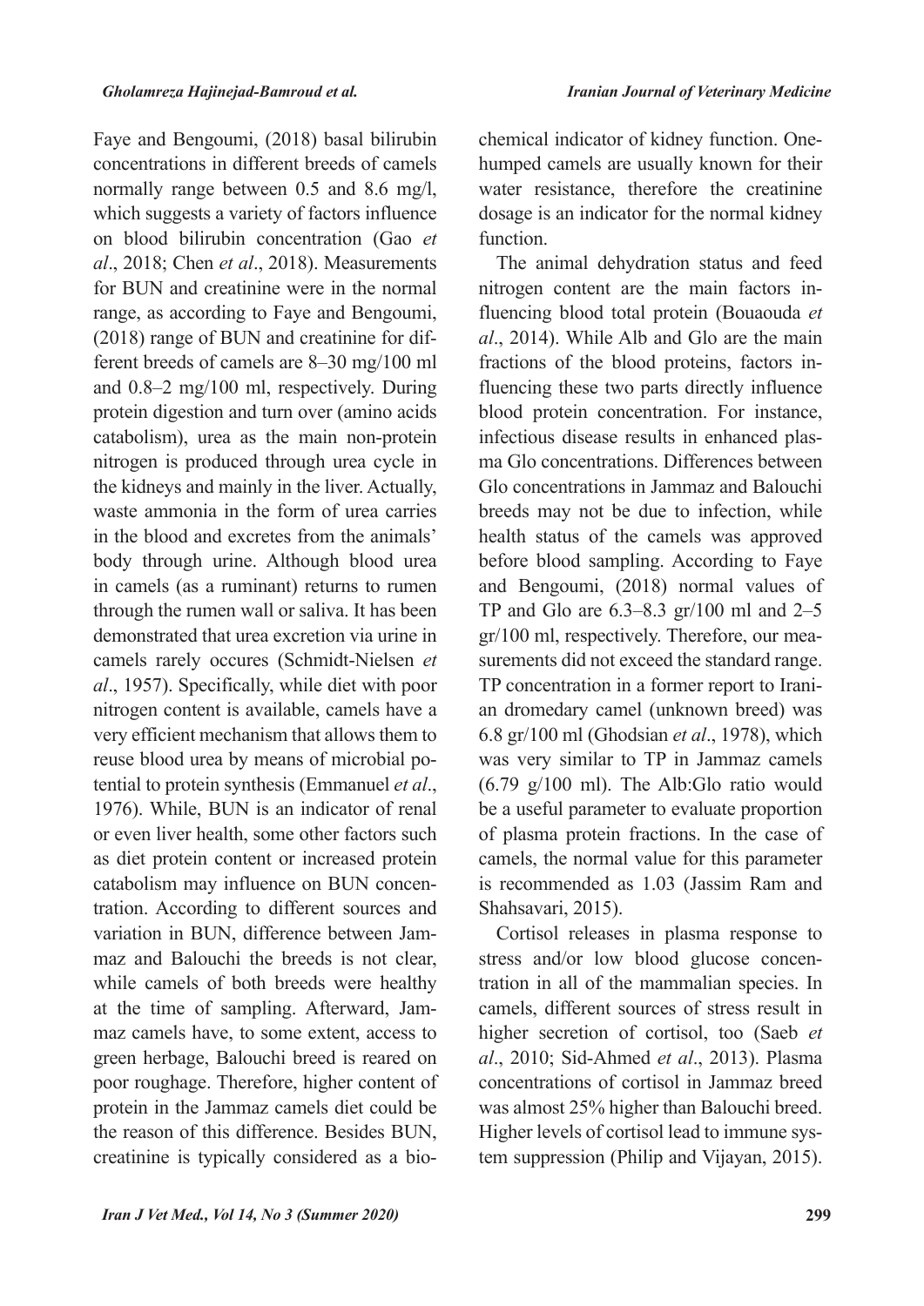Faye and Bengoumi, (2018) basal bilirubin concentrations in different breeds of camels normally range between 0.5 and 8.6 mg/l, which suggests a variety of factors influence on blood bilirubin concentration (Gao *et al*., 2018; Chen *et al*., 2018). Measurements for BUN and creatinine were in the normal range, as according to Faye and Bengoumi, (2018) range of BUN and creatinine for different breeds of camels are 8–30 mg/100 ml and 0.8–2 mg/100 ml, respectively. During protein digestion and turn over (amino acids catabolism), urea as the main non-protein nitrogen is produced through urea cycle in the kidneys and mainly in the liver. Actually, waste ammonia in the form of urea carries in the blood and excretes from the animals' body through urine. Although blood urea in camels (as a ruminant) returns to rumen through the rumen wall or saliva. It has been demonstrated that urea excretion via urine in camels rarely occures (Schmidt-Nielsen *et al*., 1957). Specifically, while diet with poor nitrogen content is available, camels have a very efficient mechanism that allows them to reuse blood urea by means of microbial potential to protein synthesis (Emmanuel *et al*., 1976). While, BUN is an indicator of renal or even liver health, some other factors such as diet protein content or increased protein catabolism may influence on BUN concentration. According to different sources and variation in BUN, difference between Jammaz and Balouchi the breeds is not clear, while camels of both breeds were healthy at the time of sampling. Afterward, Jammaz camels have, to some extent, access to green herbage, Balouchi breed is reared on poor roughage. Therefore, higher content of protein in the Jammaz camels diet could be the reason of this difference. Besides BUN, creatinine is typically considered as a biochemical indicator of kidney function. One-humped camels are usually known for their water resistance, therefore the creatinine dosage is an indicator for the normal kidney function.

The animal dehydration status and feed nitrogen content are the main factors influencing blood total protein (Bouaouda *et al*., 2014). While Alb and Glo are the main fractions of the blood proteins, factors influencing these two parts directly influence blood protein concentration. For instance, infectious disease results in enhanced plasma Glo concentrations. Differences between Glo concentrations in Jammaz and Balouchi breeds may not be due to infection, while health status of the camels was approved before blood sampling. According to Faye and Bengoumi, (2018) normal values of TP and Glo are 6.3–8.3 gr/100 ml and 2–5 gr/100 ml, respectively. Therefore, our measurements did not exceed the standard range. TP concentration in a former report to Iranian dromedary camel (unknown breed) was 6.8 gr/100 ml (Ghodsian *et al*., 1978), which was very similar to TP in Jammaz camels (6.79 g/100 ml). The Alb:Glo ratio would be a useful parameter to evaluate proportion of plasma protein fractions. In the case of camels, the normal value for this parameter is recommended as 1.03 (Jassim Ram and Shahsavari, 2015).

Cortisol releases in plasma response to stress and/or low blood glucose concentration in all of the mammalian species. In camels, different sources of stress result in higher secretion of cortisol, too (Saeb *et al*., 2010; Sid-Ahmed *et al*., 2013). Plasma concentrations of cortisol in Jammaz breed was almost 25% higher than Balouchi breed. Higher levels of cortisol lead to immune system suppression (Philip and Vijayan, 2015).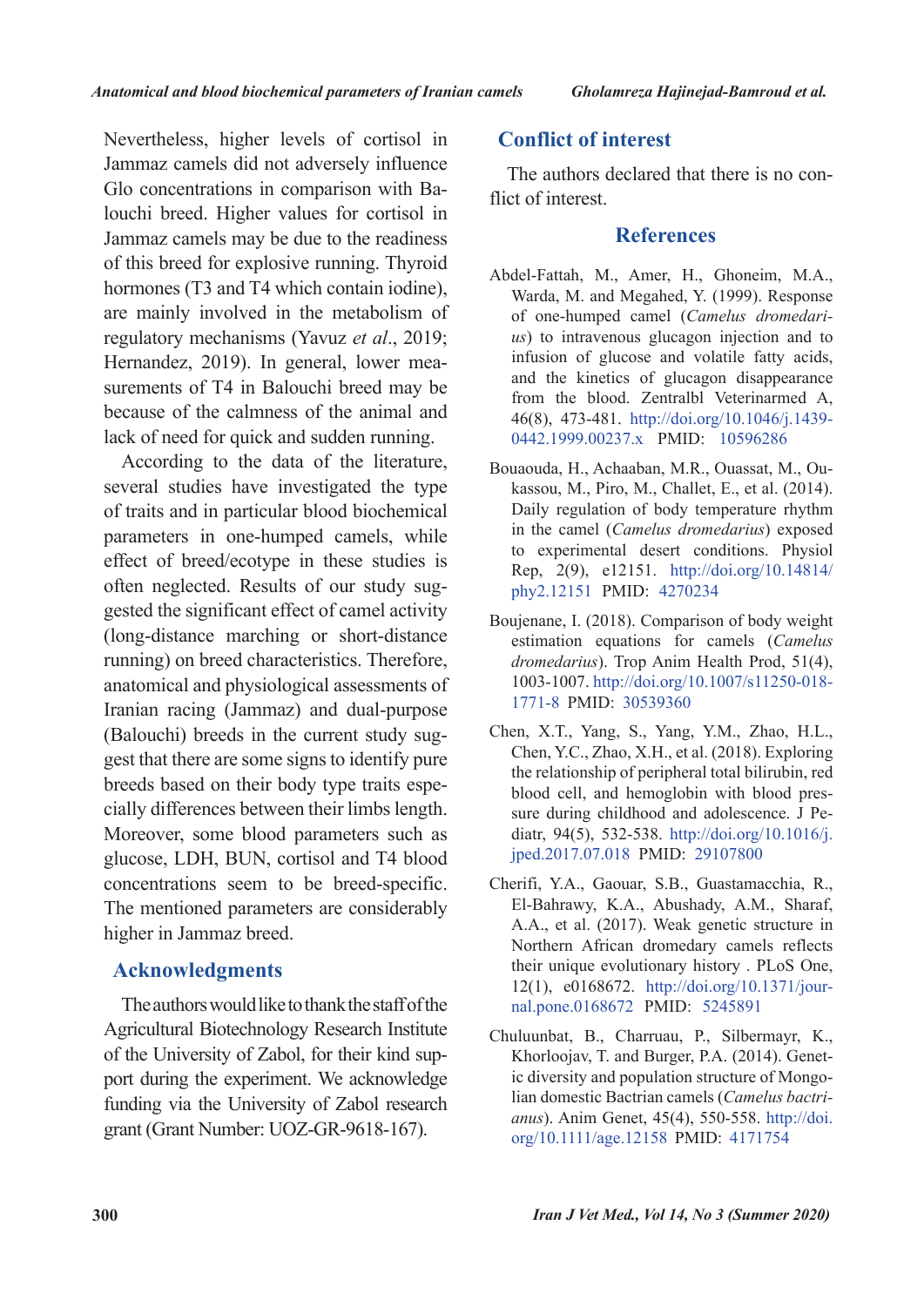Nevertheless, higher levels of cortisol in Jammaz camels did not adversely influence Glo concentrations in comparison with Balouchi breed. Higher values for cortisol in Jammaz camels may be due to the readiness of this breed for explosive running. Thyroid hormones (T3 and T4 which contain iodine), are mainly involved in the metabolism of regulatory mechanisms (Yavuz *et al*., 2019; Hernandez, 2019). In general, lower measurements of T4 in Balouchi breed may be because of the calmness of the animal and lack of need for quick and sudden running.

According to the data of the literature, several studies have investigated the type of traits and in particular blood biochemical parameters in one-humped camels, while effect of breed/ecotype in these studies is often neglected. Results of our study suggested the significant effect of camel activity (long-distance marching or short-distance running) on breed characteristics. Therefore, anatomical and physiological assessments of Iranian racing (Jammaz) and dual-purpose (Balouchi) breeds in the current study suggest that there are some signs to identify pure breeds based on their body type traits especially differences between their limbs length. Moreover, some blood parameters such as glucose, LDH, BUN, cortisol and T4 blood concentrations seem to be breed-specific. The mentioned parameters are considerably higher in Jammaz breed.

## Acknowledgments

The authors would like to thank the staff of the Agricultural Biotechnology Research Institute of the University of Zabol, for their kind support during the experiment. We acknowledge funding via the University of Zabol research grant (Grant Number: UOZ-GR-9618-167).

## Conflict of interest

The authors declared that there is no conflict of interest.

## References

Abdel-Fattah, M., Amer, H., Ghoneim, M.A., Warda, M. and Megahed, Y. (1999). Response of one-humped camel (*Camelus dromedarius*) to intravenous glucagon injection and to infusion of glucose and volatile fatty acids, and the kinetics of glucagon disappearance from the blood. Zentralbl Veterinarmed A, 46(8), 473-481. http://doi.org/10.1046/j.1439-0442.1999.00237.x PMID: 10596286

Bouaouda, H., Achaaban, M.R., Ouassat, M., Oukassou, M., Piro, M., Challet, E., et al. (2014). Daily regulation of body temperature rhythm in the camel (*Camelus dromedarius*) exposed to experimental desert conditions. Physiol Rep, 2(9), e12151. http://doi.org/10.14814/phy2.12151 PMID: 4270234

Boujenane, I. (2018). Comparison of body weight estimation equations for camels (*Camelus dromedarius*). Trop Anim Health Prod, 51(4), 1003-1007. http://doi.org/10.1007/s11250-018-1771-8 PMID: 30539360

Chen, X.T., Yang, S., Yang, Y.M., Zhao, H.L., Chen, Y.C., Zhao, X.H., et al. (2018). Exploring the relationship of peripheral total bilirubin, red blood cell, and hemoglobin with blood pressure during childhood and adolescence. J Pediatr, 94(5), 532-538. http://doi.org/10.1016/j.jped.2017.07.018 PMID: 29107800

Cherifi, Y.A., Gaouar, S.B., Guastamacchia, R., El-Bahrawy, K.A., Abushady, A.M., Sharaf, A.A., et al. (2017). Weak genetic structure in Northern African dromedary camels reflects their unique evolutionary history . PLoS One, 12(1), e0168672. http://doi.org/10.1371/journal.pone.0168672 PMID: 5245891

Chuluunbat, B., Charruau, P., Silbermayr, K., Khorloojav, T. and Burger, P.A. (2014). Genetic diversity and population structure of Mongolian domestic Bactrian camels (*Camelus bactrianus*). Anim Genet, 45(4), 550-558. http://doi.org/10.1111/age.12158 PMID: 4171754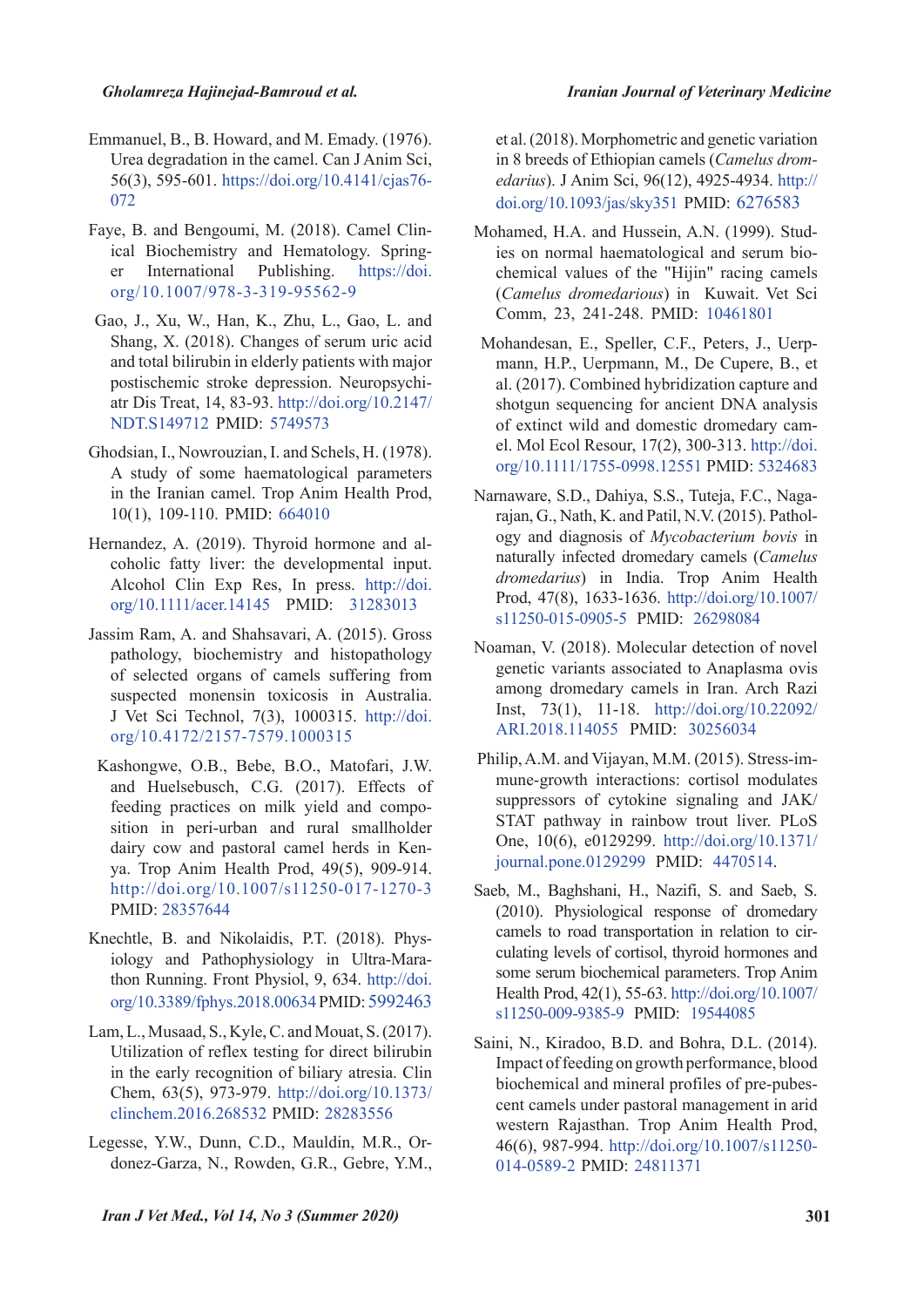Emmanuel, B., B. Howard, and M. Emady. (1976). Urea degradation in the camel. Can J Anim Sci, 56(3), 595-601. https://doi.org/10.4141/cjas76-072

Faye, B. and Bengoumi, M. (2018). Camel Clinical Biochemistry and Hematology. Springer International Publishing. https://doi.org/10.1007/978-3-319-95562-9

Gao, J., Xu, W., Han, K., Zhu, L., Gao, L. and Shang, X. (2018). Changes of serum uric acid and total bilirubin in elderly patients with major postischemic stroke depression. Neuropsychiatr Dis Treat, 14, 83-93. http://doi.org/10.2147/NDT.S149712 PMID: 5749573

Ghodsian, I., Nowrouzian, I. and Schels, H. (1978). A study of some haematological parameters in the Iranian camel. Trop Anim Health Prod, 10(1), 109-110. PMID: 664010

Hernandez, A. (2019). Thyroid hormone and alcoholic fatty liver: the developmental input. Alcohol Clin Exp Res, In press. http://doi.org/10.1111/acer.14145 PMID: 31283013

Jassim Ram, A. and Shahsavari, A. (2015). Gross pathology, biochemistry and histopathology of selected organs of camels suffering from suspected monensin toxicosis in Australia. J Vet Sci Technol, 7(3), 1000315. http://doi.org/10.4172/2157-7579.1000315

Kashongwe, O.B., Bebe, B.O., Matofari, J.W. and Huelsebusch, C.G. (2017). Effects of feeding practices on milk yield and composition in peri-urban and rural smallholder dairy cow and pastoral camel herds in Kenya. Trop Anim Health Prod, 49(5), 909-914. http://doi.org/10.1007/s11250-017-1270-3 PMID: 28357644

Knechtle, B. and Nikolaidis, P.T. (2018). Physiology and Pathophysiology in Ultra-Marathon Running. Front Physiol, 9, 634. http://doi.org/10.3389/fphys.2018.00634 PMID: 5992463

Lam, L., Musaad, S., Kyle, C. and Mouat, S. (2017). Utilization of reflex testing for direct bilirubin in the early recognition of biliary atresia. Clin Chem, 63(5), 973-979. http://doi.org/10.1373/clinchem.2016.268532 PMID: 28283556

Legesse, Y.W., Dunn, C.D., Mauldin, M.R., Ordonez-Garza, N., Rowden, G.R., Gebre, Y.M., et al. (2018). Morphometric and genetic variation in 8 breeds of Ethiopian camels (*Camelus dromedarius*). J Anim Sci, 96(12), 4925-4934. http://doi.org/10.1093/jas/sky351 PMID: 6276583

Mohamed, H.A. and Hussein, A.N. (1999). Studies on normal haematological and serum biochemical values of the "Hijin" racing camels (*Camelus dromedarius*) in Kuwait. Vet Sci Comm, 23, 241-248. PMID: 10461801

Mohandesan, E., Speller, C.F., Peters, J., Uerpmann, H.P., Uerpmann, M., De Cupere, B., et al. (2017). Combined hybridization capture and shotgun sequencing for ancient DNA analysis of extinct wild and domestic dromedary camel. Mol Ecol Resour, 17(2), 300-313. http://doi.org/10.1111/1755-0998.12551 PMID: 5324683

Narnaware, S.D., Dahiya, S.S., Tuteja, F.C., Nagarajan, G., Nath, K. and Patil, N.V. (2015). Pathology and diagnosis of *Mycobacterium bovis* in naturally infected dromedary camels (*Camelus dromedarius*) in India. Trop Anim Health Prod, 47(8), 1633-1636. http://doi.org/10.1007/s11250-015-0905-5 PMID: 26298084

Noaman, V. (2018). Molecular detection of novel genetic variants associated to Anaplasma ovis among dromedary camels in Iran. Arch Razi Inst, 73(1), 11-18. http://doi.org/10.22092/ARI.2018.114055 PMID: 30256034

Philip, A.M. and Vijayan, M.M. (2015). Stress-immune-growth interactions: cortisol modulates suppressors of cytokine signaling and JAK/STAT pathway in rainbow trout liver. PLoS One, 10(6), e0129299. http://doi.org/10.1371/journal.pone.0129299 PMID: 4470514.

Saeb, M., Baghshani, H., Nazifi, S. and Saeb, S. (2010). Physiological response of dromedary camels to road transportation in relation to circulating levels of cortisol, thyroid hormones and some serum biochemical parameters. Trop Anim Health Prod, 42(1), 55-63. http://doi.org/10.1007/s11250-009-9385-9 PMID: 19544085

Saini, N., Kiradoo, B.D. and Bohra, D.L. (2014). Impact of feeding on growth performance, blood biochemical and mineral profiles of pre-pubescent camels under pastoral management in arid western Rajasthan. Trop Anim Health Prod, 46(6), 987-994. http://doi.org/10.1007/s11250-014-0589-2 PMID: 24811371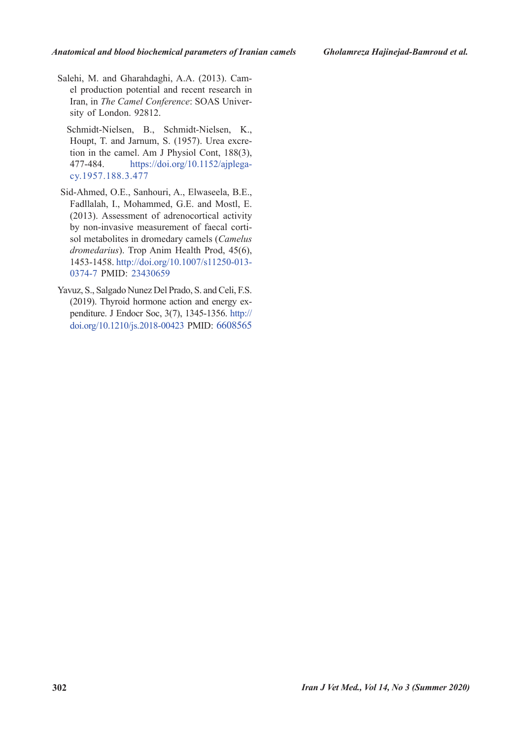Salehi, M. and Gharahdaghi, A.A. (2013). Camel production potential and recent research in Iran, in *The Camel Conference*: SOAS University of London. 92812.

Schmidt-Nielsen, B., Schmidt-Nielsen, K., Houpt, T. and Jarnum, S. (1957). Urea excretion in the camel. Am J Physiol Cont, 188(3), 477-484. https://doi.org/10.1152/ajplegacy.1957.188.3.477

Sid-Ahmed, O.E., Sanhouri, A., Elwaseela, B.E., Fadllalah, I., Mohammed, G.E. and Mostl, E. (2013). Assessment of adrenocortical activity by non-invasive measurement of faecal cortisol metabolites in dromedary camels (*Camelus dromedarius*). Trop Anim Health Prod, 45(6), 1453-1458. http://doi.org/10.1007/s11250-013-0374-7 PMID: 23430659

Yavuz, S., Salgado Nunez Del Prado, S. and Celi, F.S. (2019). Thyroid hormone action and energy expenditure. J Endocr Soc, 3(7), 1345-1356. http://doi.org/10.1210/js.2018-00423 PMID: 6608565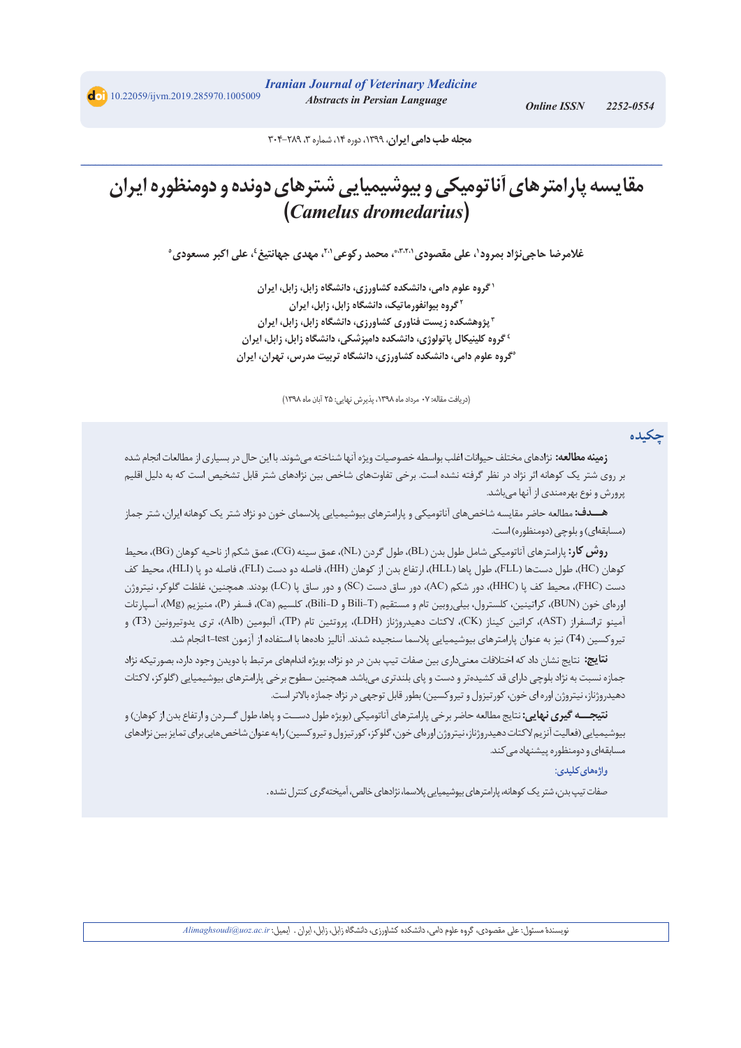# مقایسه پارامترهای آناتومیکی و بیوشیمیایی شترهای دونده و دومنظوره ایران (*Camelus dromedarius*)

**غلامرضا حاجی‌نژاد بمرود[۱]، علی مقصودی[۱،۲،۳*]، محمد رکوعی[۱،۲]، مهدی جهانتیغ[۴]، علی اکبر مسعودی[۵]**

[۱] گروه علوم دامی، دانشکده کشاورزی، دانشگاه زابل، زابل، ایران
[۲] گروه بیوانفورماتیک، دانشگاه زابل، زابل، ایران
[۳] پژوهشکده زیست فناوری کشاورزی، دانشگاه زابل، زابل، ایران
[۴] گروه کلینیکال پاتولوژی، دانشکده دامپزشکی، دانشگاه زابل، زابل، ایران
[۵] گروه علوم دامی، دانشکده کشاورزی، دانشگاه تربیت مدرس، تهران، ایران

(دریافت مقاله: ۰۷ مرداد ماه ۱۳۹۸، پذیرش نهایی: ۲۵ آبان ماه ۱۳۹۸)

## چکیده

**زمینه مطالعه:** نژادهای مختلف حیوانات اغلب بواسطه خصوصیات ویژه آنها شناخته می‌شوند. با این حال در بسیاری از مطالعات انجام شده بر روی شتر یک کوهانه اثر نژاد در نظر گرفته نشده است. برخی تفاوت‌های شاخص بین نژادهای شتر قابل تشخیص است که به دلیل اقلیم پرورش و نوع بهره‌مندی از آنها می‌باشد.

**هدف:** مطالعه حاضر مقایسه شاخص‌های آناتومیکی و پارامترهای بیوشیمیایی پلاسمای خون دو نژاد شتر یک کوهانه ایران، شتر جماز (مسابقه‌ای) و بلوچی (دومنظوره) است.

**روش کار:** پارامترهای آناتومیکی شامل طول بدن (BL)، طول گردن (NL)، عمق سینه (CG)، عمق شکم از ناحیه کوهان (BG)، محیط کوهان (HC)، طول دست‌ها (FLL)، طول پاها (HLL)، ارتفاع بدن از کوهان (HH)، فاصله دو دست (FLI)، فاصله دو پا (HLI)، محیط کف دست (FHC)، محیط کف پا (HHC)، دور شکم (AC)، دور ساق دست (SC) و دور ساق پا (LC) بودند. همچنین، غلظت گلوکز، نیتروژن اوره‌ای خون (BUN)، کراتینین، کلسترول، بیلی‌روبین تام و مستقیم (Bili-T و Bili-D)، کلسیم (Ca)، فسفر (P)، منیزیم (Mg)، آسپارتات آمینو ترانسفراز (AST)، کراتین کیناز (CK)، لاکتات دهیدروژناز (LDH)، پروتئین تام (TP)، آلبومین (Alb)، تری یدوتیرونین (T3) و تیروکسین (T4) نیز به عنوان پارامترهای بیوشیمیایی پلاسما سنجیده شدند. آنالیز داده‌ها با استفاده از آزمون t-test انجام شد.

**نتایج:** نتایج نشان داد که اختلافات معنی‌داری بین صفات تیپ بدن در دو نژاد، بویژه اندام‌های مرتبط با دویدن وجود دارد، بصورتیکه نژاد جمازه نسبت به نژاد بلوچی دارای قد کشیده‌تر و دست و پای بلندتری می‌باشد. همچنین سطوح برخی پارامترهای بیوشیمیایی (گلوکز، لاکتات دهیدروژناز، نیتروژن اوره ای خون، کورتیزول و تیروکسین) بطور قابل توجهی در نژاد جمازه بالاتر است.

**نتیجه گیری نهایی:** نتایج مطالعه حاضر برخی پارامترهای آناتومیکی (بویژه طول دست و پاها، طول گردن و ارتفاع بدن از کوهان) و بیوشیمیایی (فعالیت آنزیم لاکتات دهیدروژناز، نیتروژن اوره‌ای خون، گلوکز، کورتیزول و تیروکسین) را به عنوان شاخص‌هایی برای تمایز بین نژادهای مسابقه‌ای و دومنظوره پیشنهاد می‌کند.

**واژه‌های کلیدی:**

صفات تیپ بدن، شتر یک کوهانه، پارامترهای بیوشیمیایی پلاسما، نژادهای خالص، آمیخته‌گری کنترل نشده.

نویسندهٔ مسئول: علی مقصودی، گروه علوم دامی، دانشکده کشاورزی، دانشگاه زابل، زابل، ایران. ایمیل: *Alimaghsoudi@uoz.ac.ir*